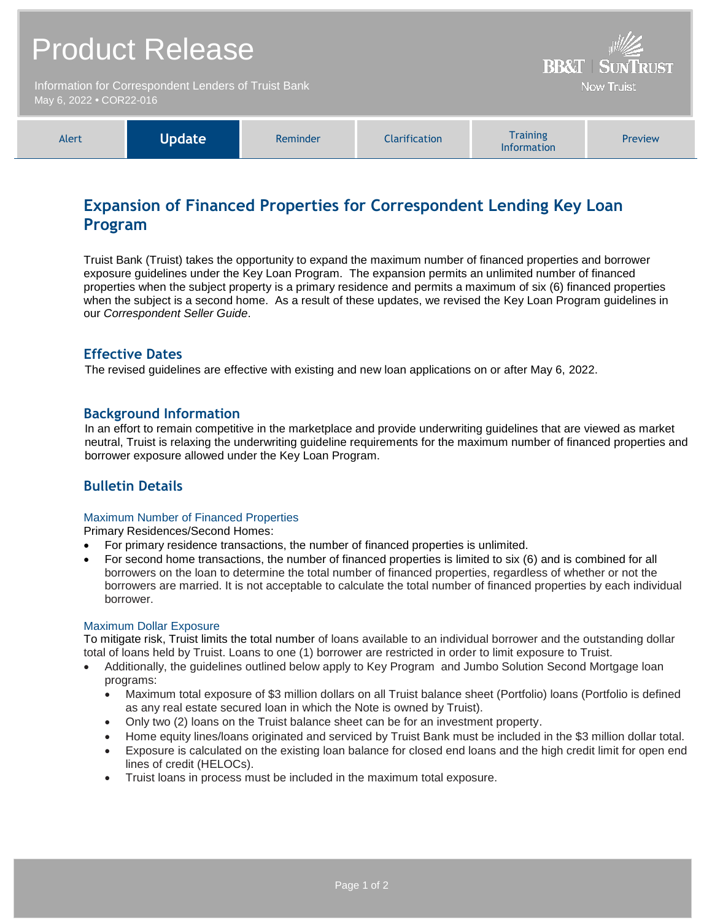# Product Release

Information for Correspondent Lenders of Truist Bank
May 6, 2022 • COR22-016

BB&T | SUNTRUST
Now Truist

| Alert | **Update** | Reminder | Clarification | Training Information | Preview |
|---|---|---|---|---|---|

## Expansion of Financed Properties for Correspondent Lending Key Loan Program

Truist Bank (Truist) takes the opportunity to expand the maximum number of financed properties and borrower exposure guidelines under the Key Loan Program. The expansion permits an unlimited number of financed properties when the subject property is a primary residence and permits a maximum of six (6) financed properties when the subject is a second home. As a result of these updates, we revised the Key Loan Program guidelines in our *Correspondent Seller Guide*.

### Effective Dates

The revised guidelines are effective with existing and new loan applications on or after May 6, 2022.

### Background Information

In an effort to remain competitive in the marketplace and provide underwriting guidelines that are viewed as market neutral, Truist is relaxing the underwriting guideline requirements for the maximum number of financed properties and borrower exposure allowed under the Key Loan Program.

### Bulletin Details

#### Maximum Number of Financed Properties

Primary Residences/Second Homes:

- For primary residence transactions, the number of financed properties is unlimited.
- For second home transactions, the number of financed properties is limited to six (6) and is combined for all borrowers on the loan to determine the total number of financed properties, regardless of whether or not the borrowers are married. It is not acceptable to calculate the total number of financed properties by each individual borrower.

#### Maximum Dollar Exposure

To mitigate risk, Truist limits the total number of loans available to an individual borrower and the outstanding dollar total of loans held by Truist. Loans to one (1) borrower are restricted in order to limit exposure to Truist.

- Additionally, the guidelines outlined below apply to Key Program and Jumbo Solution Second Mortgage loan programs:
  - Maximum total exposure of $3 million dollars on all Truist balance sheet (Portfolio) loans (Portfolio is defined as any real estate secured loan in which the Note is owned by Truist).
  - Only two (2) loans on the Truist balance sheet can be for an investment property.
  - Home equity lines/loans originated and serviced by Truist Bank must be included in the $3 million dollar total.
  - Exposure is calculated on the existing loan balance for closed end loans and the high credit limit for open end lines of credit (HELOCs).
  - Truist loans in process must be included in the maximum total exposure.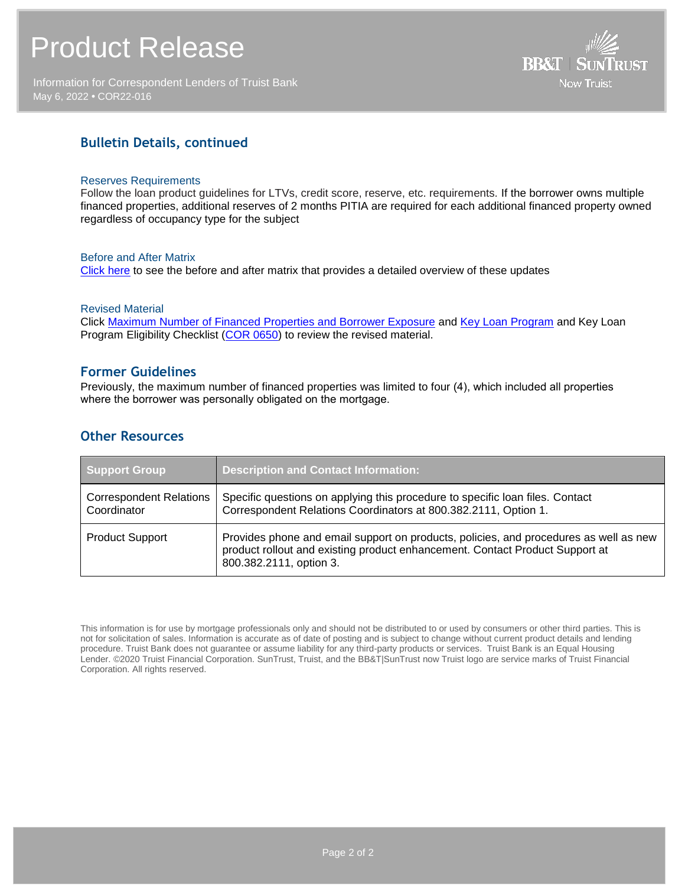## Bulletin Details, continued

### Reserves Requirements

Follow the loan product guidelines for LTVs, credit score, reserve, etc. requirements. If the borrower owns multiple financed properties, additional reserves of 2 months PITIA are required for each additional financed property owned regardless of occupancy type for the subject

### Before and After Matrix

Click here to see the before and after matrix that provides a detailed overview of these updates

### Revised Material

Click Maximum Number of Financed Properties and Borrower Exposure and Key Loan Program and Key Loan Program Eligibility Checklist (COR 0650) to review the revised material.

## Former Guidelines

Previously, the maximum number of financed properties was limited to four (4), which included all properties where the borrower was personally obligated on the mortgage.

## Other Resources

| Support Group | Description and Contact Information: |
|---|---|
| Correspondent Relations Coordinator | Specific questions on applying this procedure to specific loan files. Contact Correspondent Relations Coordinators at 800.382.2111, Option 1. |
| Product Support | Provides phone and email support on products, policies, and procedures as well as new product rollout and existing product enhancement. Contact Product Support at 800.382.2111, option 3. |

This information is for use by mortgage professionals only and should not be distributed to or used by consumers or other third parties. This is not for solicitation of sales. Information is accurate as of date of posting and is subject to change without current product details and lending procedure. Truist Bank does not guarantee or assume liability for any third-party products or services. Truist Bank is an Equal Housing Lender. ©2020 Truist Financial Corporation. SunTrust, Truist, and the BB&T|SunTrust now Truist logo are service marks of Truist Financial Corporation. All rights reserved.